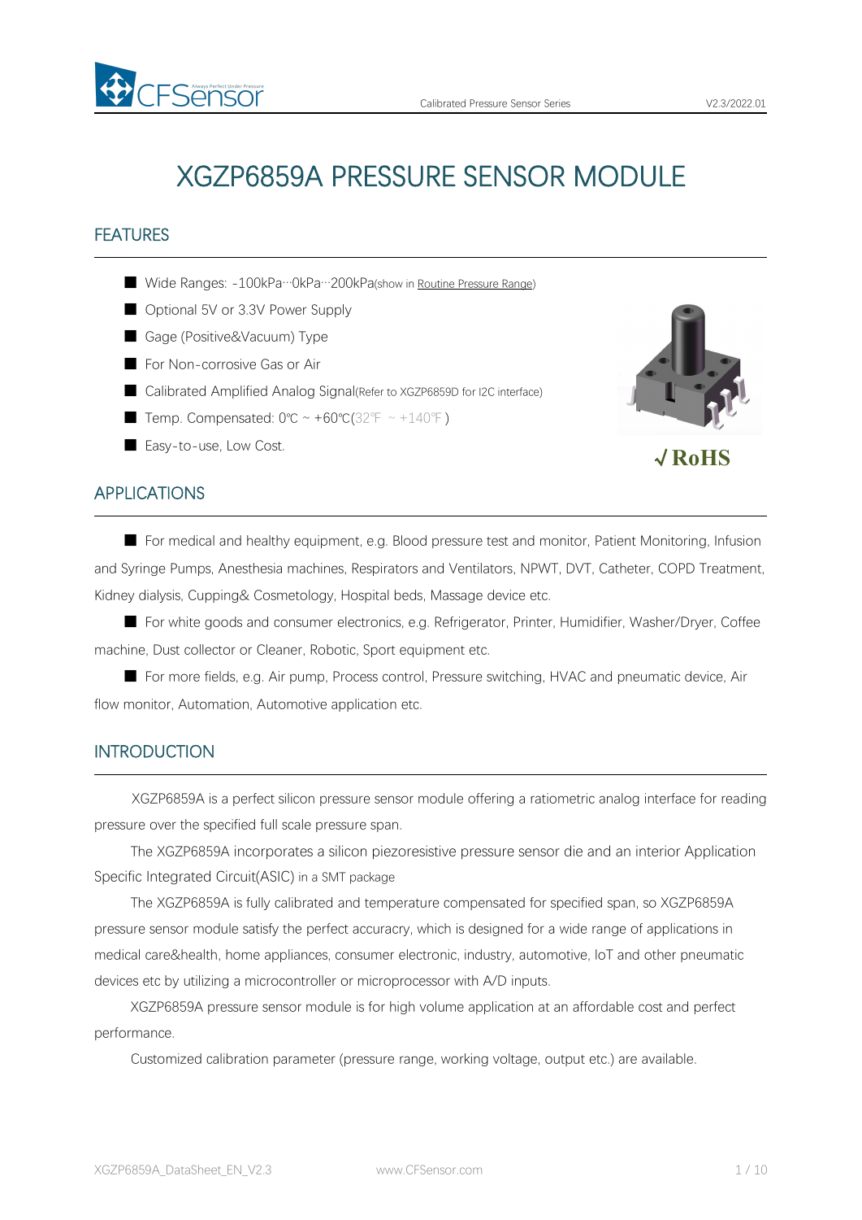# XGZP6859A PRESSURE SENSOR MODULE

## FEATURES

- Wide Ranges: -100kPa···0kPa···200kPa(show in Routine Pressure Range)
- Optional 5V or 3.3V Power Supply
- Gage (Positive&Vacuum) Type
- For Non-corrosive Gas or Air
- Calibrated Amplified Analog Signal(Refer to XGZP6859D for I2C interface)
- Temp. Compensated: 0℃ ~ +60℃(32℉ ~ +140℉)
- Easy-to-use, Low Cost.

√RoHS

## APPLICATIONS

- For medical and healthy equipment, e.g. Blood pressure test and monitor, Patient Monitoring, Infusion and Syringe Pumps, Anesthesia machines, Respirators and Ventilators, NPWT, DVT, Catheter, COPD Treatment, Kidney dialysis, Cupping& Cosmetology, Hospital beds, Massage device etc.
- For white goods and consumer electronics, e.g. Refrigerator, Printer, Humidifier, Washer/Dryer, Coffee machine, Dust collector or Cleaner, Robotic, Sport equipment etc.
- For more fields, e.g. Air pump, Process control, Pressure switching, HVAC and pneumatic device, Air flow monitor, Automation, Automotive application etc.

## INTRODUCTION

XGZP6859A is a perfect silicon pressure sensor module offering a ratiometric analog interface for reading pressure over the specified full scale pressure span.

The XGZP6859A incorporates a silicon piezoresistive pressure sensor die and an interior Application Specific Integrated Circuit(ASIC) in a SMT package

The XGZP6859A is fully calibrated and temperature compensated for specified span, so XGZP6859A pressure sensor module satisfy the perfect accuracy, which is designed for a wide range of applications in medical care&health, home appliances, consumer electronic, industry, automotive, IoT and other pneumatic devices etc by utilizing a microcontroller or microprocessor with A/D inputs.

XGZP6859A pressure sensor module is for high volume application at an affordable cost and perfect performance.

Customized calibration parameter (pressure range, working voltage, output etc.) are available.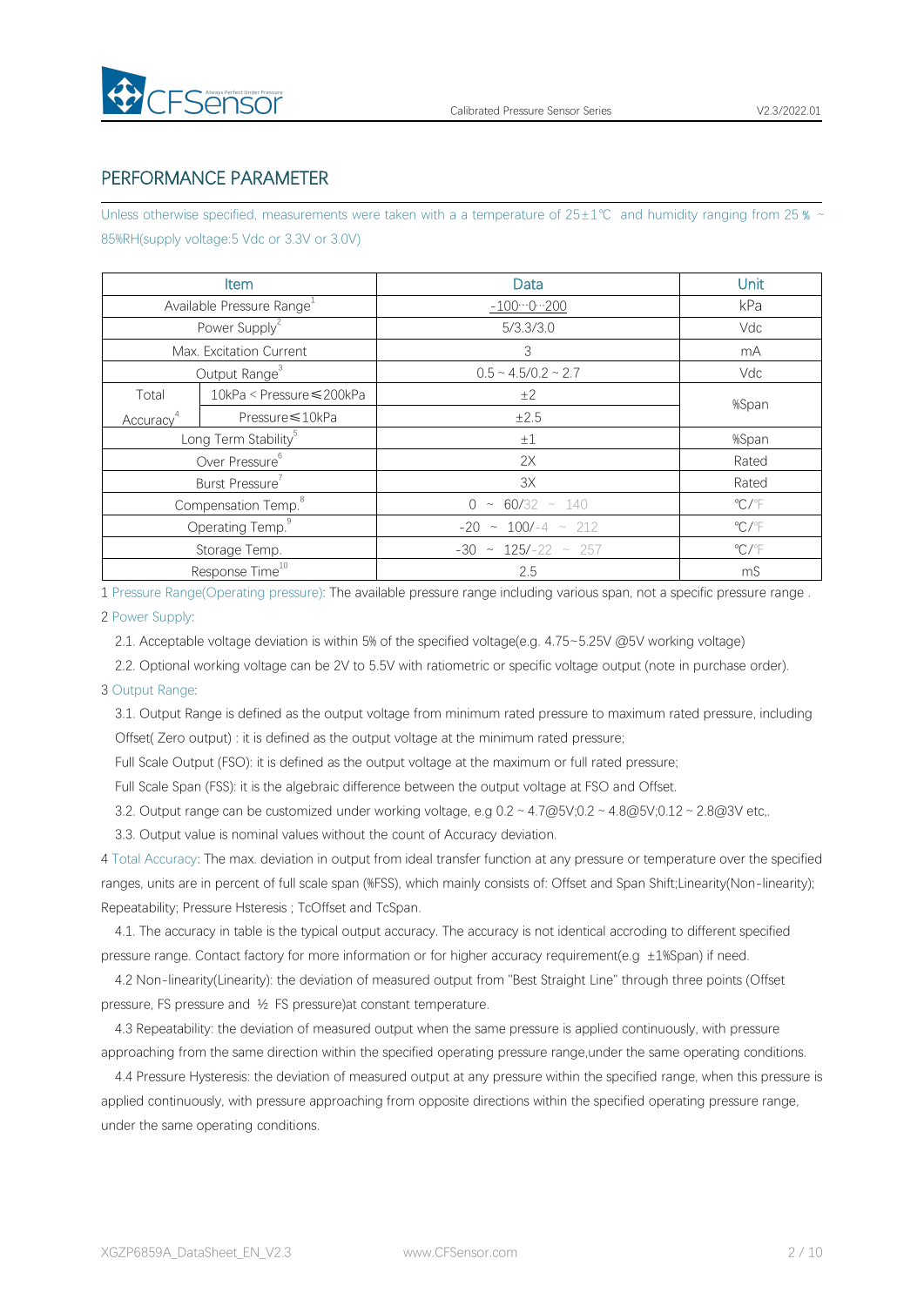## PERFORMANCE PARAMETER

Unless otherwise specified, measurements were taken with a a temperature of 25±1℃ and humidity ranging from 25 % ~ 85%RH(supply voltage:5 Vdc or 3.3V or 3.0V)

| Item | | Data | Unit |
|---|---|---|---|
| Available Pressure Range[1] | | -100…0…200 | kPa |
| Power Supply[2] | | 5/3.3/3.0 | Vdc |
| Max. Excitation Current | | 3 | mA |
| Output Range[3] | | 0.5 ~ 4.5/0.2 ~ 2.7 | Vdc |
| Total Accuracy[4] | 10kPa < Pressure≤200kPa | ±2 | %Span |
| | Pressure≤10kPa | ±2.5 | |
| Long Term Stability[5] | | ±1 | %Span |
| Over Pressure[6] | | 2X | Rated |
| Burst Pressure[7] | | 3X | Rated |
| Compensation Temp.[8] | | 0 ~ 60/32 ~ 140 | ℃/℉ |
| Operating Temp.[9] | | -20 ~ 100/-4 ~ 212 | ℃/℉ |
| Storage Temp. | | -30 ~ 125/-22 ~ 257 | ℃/℉ |
| Response Time[10] | | 2.5 | mS |

1 Pressure Range(Operating pressure): The available pressure range including various span, not a specific pressure range .

2 Power Supply:

2.1. Acceptable voltage deviation is within 5% of the specified voltage(e.g. 4.75~5.25V @5V working voltage)

2.2. Optional working voltage can be 2V to 5.5V with ratiometric or specific voltage output (note in purchase order).

3 Output Range:

3.1. Output Range is defined as the output voltage from minimum rated pressure to maximum rated pressure, including Offset( Zero output) : it is defined as the output voltage at the minimum rated pressure;

Full Scale Output (FSO): it is defined as the output voltage at the maximum or full rated pressure;

Full Scale Span (FSS): it is the algebraic difference between the output voltage at FSO and Offset.

3.2. Output range can be customized under working voltage, e.g 0.2 ~ 4.7@5V;0.2 ~ 4.8@5V;0.12 ~ 2.8@3V etc,.

3.3. Output value is nominal values without the count of Accuracy deviation.

4 Total Accuracy: The max. deviation in output from ideal transfer function at any pressure or temperature over the specified ranges, units are in percent of full scale span (%FSS), which mainly consists of: Offset and Span Shift;Linearity(Non-linearity); Repeatability; Pressure Hsteresis ; TcOffset and TcSpan.

4.1. The accuracy in table is the typical output accuracy. The accuracy is not identical accroding to different specified pressure range. Contact factory for more information or for higher accuracy requirement(e.g ±1%Span) if need.

4.2 Non-linearity(Linearity): the deviation of measured output from "Best Straight Line" through three points (Offset pressure, FS pressure and ½ FS pressure)at constant temperature.

4.3 Repeatability: the deviation of measured output when the same pressure is applied continuously, with pressure approaching from the same direction within the specified operating pressure range,under the same operating conditions.

4.4 Pressure Hysteresis: the deviation of measured output at any pressure within the specified range, when this pressure is applied continuously, with pressure approaching from opposite directions within the specified operating pressure range, under the same operating conditions.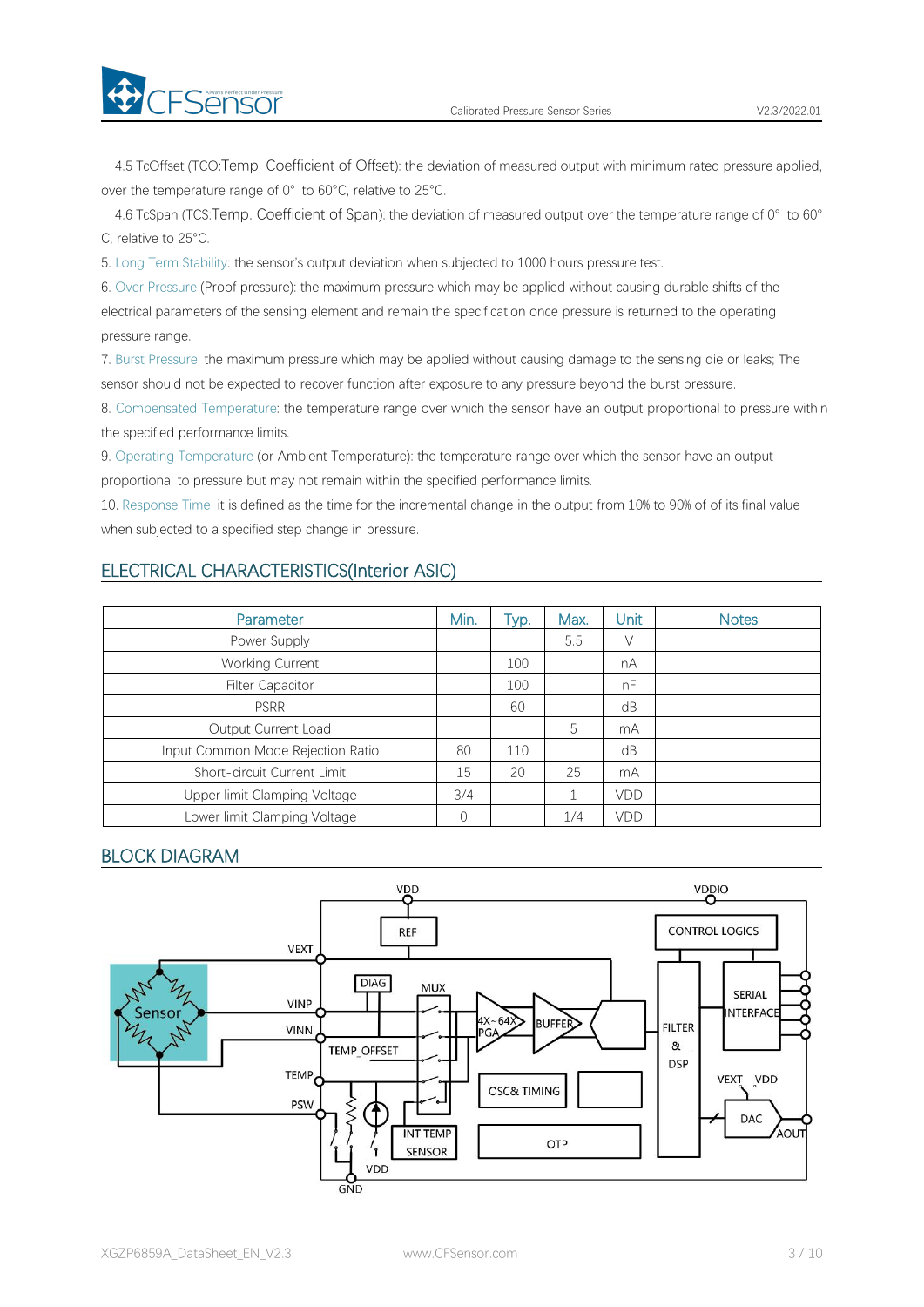4.5 TcOffset (TCO:Temp. Coefficient of Offset): the deviation of measured output with minimum rated pressure applied, over the temperature range of 0° to 60°C, relative to 25°C.

4.6 TcSpan (TCS:Temp. Coefficient of Span): the deviation of measured output over the temperature range of 0° to 60°C, relative to 25°C.

5. Long Term Stability: the sensor's output deviation when subjected to 1000 hours pressure test.

6. Over Pressure (Proof pressure): the maximum pressure which may be applied without causing durable shifts of the electrical parameters of the sensing element and remain the specification once pressure is returned to the operating pressure range.

7. Burst Pressure: the maximum pressure which may be applied without causing damage to the sensing die or leaks; The sensor should not be expected to recover function after exposure to any pressure beyond the burst pressure.

8. Compensated Temperature: the temperature range over which the sensor have an output proportional to pressure within the specified performance limits.

9. Operating Temperature (or Ambient Temperature): the temperature range over which the sensor have an output proportional to pressure but may not remain within the specified performance limits.

10. Response Time: it is defined as the time for the incremental change in the output from 10% to 90% of of its final value when subjected to a specified step change in pressure.

## ELECTRICAL CHARACTERISTICS(Interior ASIC)

| Parameter | Min. | Typ. | Max. | Unit | Notes |
|---|---|---|---|---|---|
| Power Supply | | | 5.5 | V | |
| Working Current | | 100 | | nA | |
| Filter Capacitor | | 100 | | nF | |
| PSRR | | 60 | | dB | |
| Output Current Load | | | 5 | mA | |
| Input Common Mode Rejection Ratio | 80 | 110 | | dB | |
| Short-circuit Current Limit | 15 | 20 | 25 | mA | |
| Upper limit Clamping Voltage | 3/4 | | 1 | VDD | |
| Lower limit Clamping Voltage | 0 | | 1/4 | VDD | |

## BLOCK DIAGRAM

VDD, VDDIO, REF, CONTROL LOGICS, VEXT, DIAG, MUX, Sensor, VINP, VINN, 4X~64X PGA, BUFFER, SERIAL INTERFACE, FILTER & DSP, TEMP_OFFSET, TEMP, OSC& TIMING, VEXT, VDD, PSW, DAC, AOUT, INT TEMP SENSOR, OTP, VDD, GND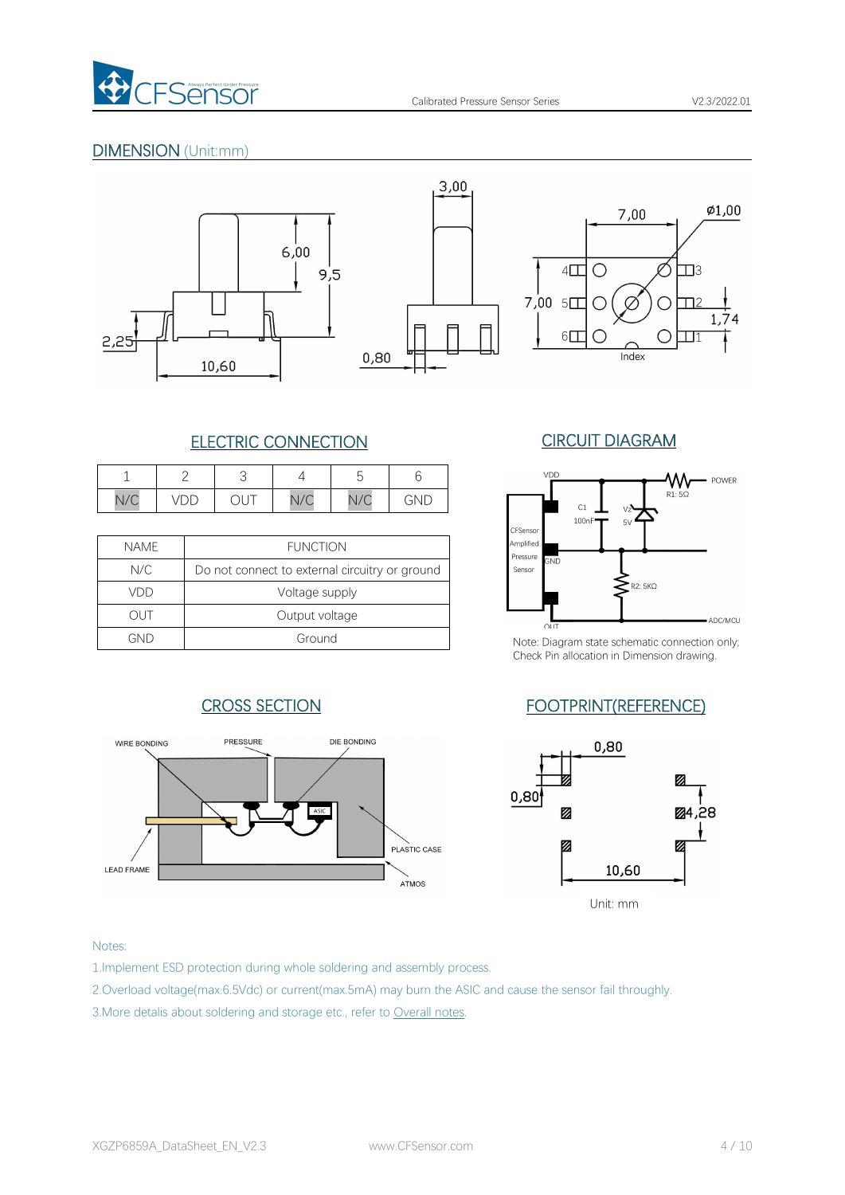## DIMENSION (Unit:mm)

### ELECTRIC CONNECTION

| 1 | 2 | 3 | 4 | 5 | 6 |
|---|---|---|---|---|---|
| N/C | VDD | OUT | N/C | N/C | GND |

| NAME | FUNCTION |
|---|---|
| N/C | Do not connect to external circuitry or ground |
| VDD | Voltage supply |
| OUT | Output voltage |
| GND | Ground |

### CIRCUIT DIAGRAM

Note: Diagram state schematic connection only; Check Pin allocation in Dimension drawing.

### CROSS SECTION

### FOOTPRINT(REFERENCE)

Unit: mm

Notes:

1.Implement ESD protection during whole soldering and assembly process.

2.Overload voltage(max.6.5Vdc) or current(max.5mA) may burn the ASIC and cause the sensor fail throughly.

3.More detalis about soldering and storage etc., refer to Overall notes.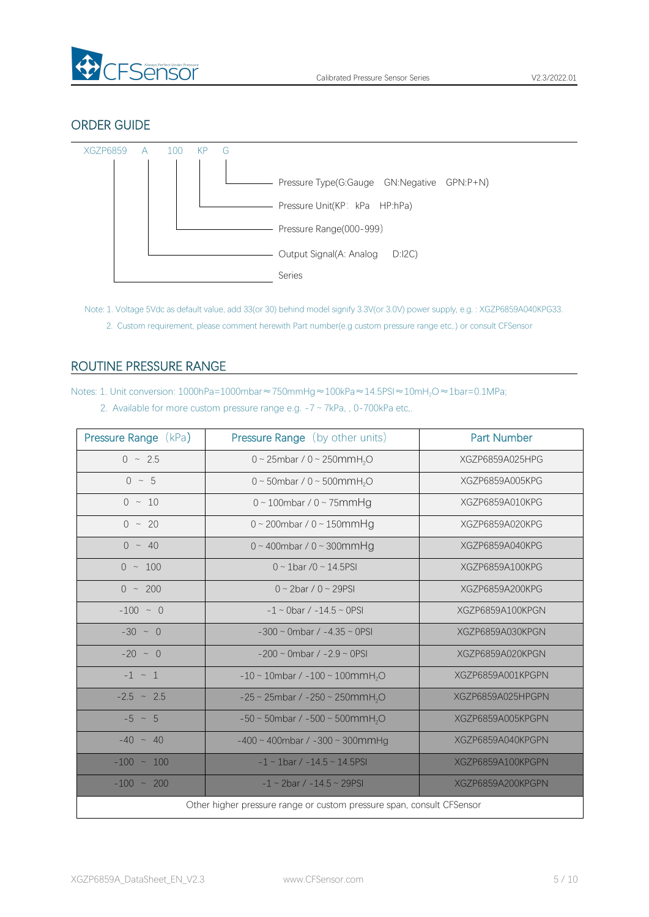## ORDER GUIDE

XGZP6859 A 100 KP G

- G — Pressure Type(G:Gauge GN:Negative GPN:P+N)
- KP — Pressure Unit(KP: kPa HP:hPa)
- 100 — Pressure Range(000-999)
- A — Output Signal(A: Analog D:I2C)
- XGZP6859 — Series

Note: 1. Voltage 5Vdc as default value, add 33(or 30) behind model signify 3.3V(or 3.0V) power supply, e.g. : XGZP6859A040KPG33.

2. Custom requirement, please comment herewith Part number(e.g custom pressure range etc,) or consult CFSensor

## ROUTINE PRESSURE RANGE

Notes: 1. Unit conversion: 1000hPa=1000mbar≈750mmHg≈100kPa≈14.5PSI≈10m$H_2O$≈1bar=0.1MPa;

2. Available for more custom pressure range e.g. -7 ~ 7kPa, , 0-700kPa etc,.

| Pressure Range (kPa) | Pressure Range (by other units) | Part Number |
|---|---|---|
| 0 ~ 2.5 | 0 ~ 25mbar / 0 ~ 250mm$H_2O$ | XGZP6859A025HPG |
| 0 ~ 5 | 0 ~ 50mbar / 0 ~ 500mm$H_2O$ | XGZP6859A005KPG |
| 0 ~ 10 | 0 ~ 100mbar / 0 ~ 75mmHg | XGZP6859A010KPG |
| 0 ~ 20 | 0 ~ 200mbar / 0 ~ 150mmHg | XGZP6859A020KPG |
| 0 ~ 40 | 0 ~ 400mbar / 0 ~ 300mmHg | XGZP6859A040KPG |
| 0 ~ 100 | 0 ~ 1bar /0 ~ 14.5PSI | XGZP6859A100KPG |
| 0 ~ 200 | 0 ~ 2bar / 0 ~ 29PSI | XGZP6859A200KPG |
| -100 ~ 0 | -1 ~ 0bar / -14.5 ~ 0PSI | XGZP6859A100KPGN |
| -30 ~ 0 | -300 ~ 0mbar / -4.35 ~ 0PSI | XGZP6859A030KPGN |
| -20 ~ 0 | -200 ~ 0mbar / -2.9 ~ 0PSI | XGZP6859A020KPGN |
| -1 ~ 1 | -10 ~ 10mbar / -100 ~ 100mm$H_2O$ | XGZP6859A001KPGPN |
| -2.5 ~ 2.5 | -25 ~ 25mbar / -250 ~ 250mm$H_2O$ | XGZP6859A025HPGPN |
| -5 ~ 5 | -50 ~ 50mbar / -500 ~ 500mm$H_2O$ | XGZP6859A005KPGPN |
| -40 ~ 40 | -400 ~ 400mbar / -300 ~ 300mmHg | XGZP6859A040KPGPN |
| -100 ~ 100 | -1 ~ 1bar / -14.5 ~ 14.5PSI | XGZP6859A100KPGPN |
| -100 ~ 200 | -1 ~ 2bar / -14.5 ~ 29PSI | XGZP6859A200KPGPN |
| Other higher pressure range or custom pressure span, consult CFSensor | | |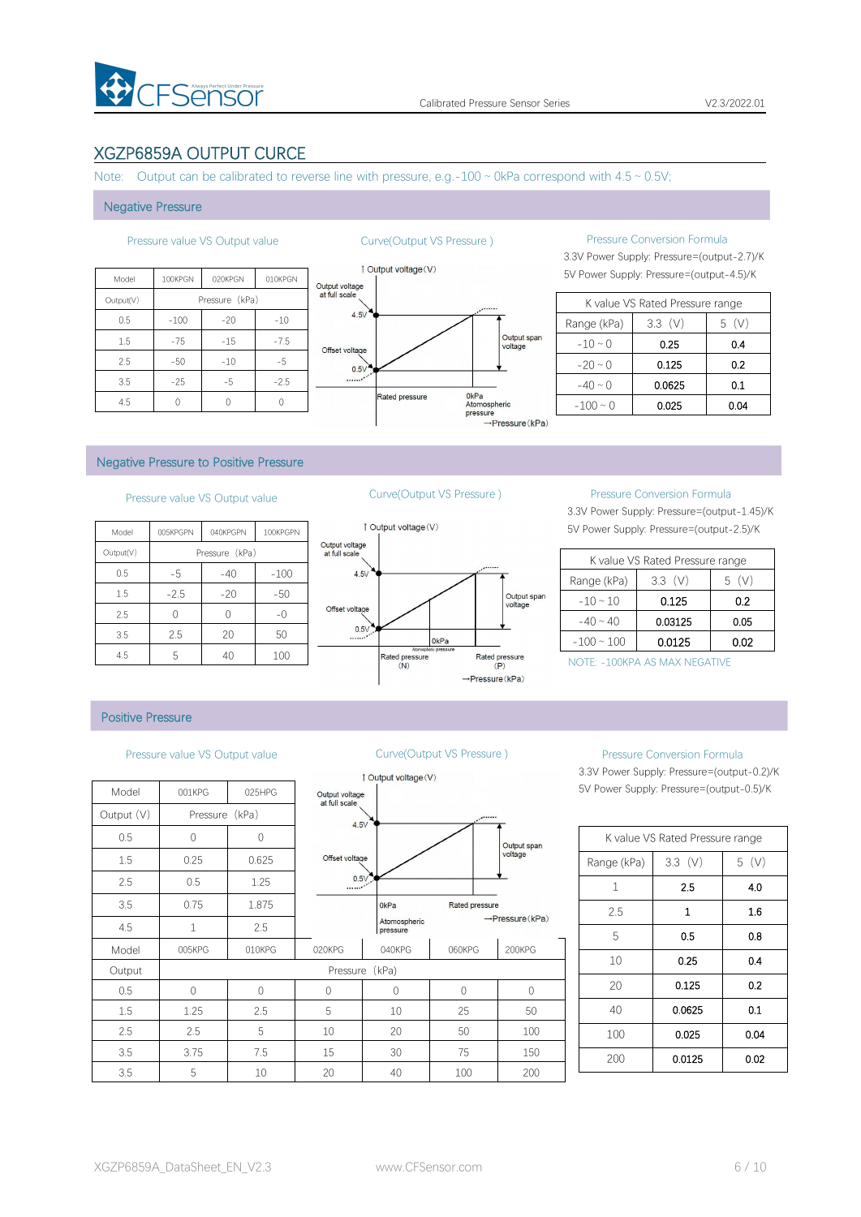## XGZP6859A OUTPUT CURCE

Note: Output can be calibrated to reverse line with pressure, e.g.-100 ~ 0kPa correspond with 4.5 ~ 0.5V;

### Negative Pressure

**Pressure value VS Output value**

| Model | 100KPGN | 020KPGN | 010KPGN |
|---|---|---|---|
| Output(V) | Pressure（kPa） | | |
| 0.5 | -100 | -20 | -10 |
| 1.5 | -75 | -15 | -7.5 |
| 2.5 | -50 | -10 | -5 |
| 3.5 | -25 | -5 | -2.5 |
| 4.5 | 0 | 0 | 0 |

**Curve(Output VS Pressure )**

Output voltage(V); Output voltage at full scale; 4.5V; Offset voltage; 0.5V; Output span voltage; Rated pressure; 0kPa Atomospheric pressure; →Pressure(kPa)

**Pressure Conversion Formula**

3.3V Power Supply: Pressure=(output-2.7)/K

5V Power Supply: Pressure=(output-4.5)/K

| K value VS Rated Pressure range | | |
|---|---|---|
| Range (kPa) | 3.3 (V) | 5 (V) |
| -10 ~ 0 | 0.25 | 0.4 |
| -20 ~ 0 | 0.125 | 0.2 |
| -40 ~ 0 | 0.0625 | 0.1 |
| -100 ~ 0 | 0.025 | 0.04 |

### Negative Pressure to Positive Pressure

**Pressure value VS Output value**

| Model | 005KPGPN | 040KPGPN | 100KPGPN |
|---|---|---|---|
| Output(V) | Pressure（kPa） | | |
| 0.5 | -5 | -40 | -100 |
| 1.5 | -2.5 | -20 | -50 |
| 2.5 | 0 | 0 | -0 |
| 3.5 | 2.5 | 20 | 50 |
| 4.5 | 5 | 40 | 100 |

**Curve(Output VS Pressure )**

Output voltage(V); Output voltage at full scale; 4.5V; Offset voltage; 0.5V; Output span voltage; 0kPa Atomospheric pressure; Rated pressure (N); Rated pressure (P); →Pressure(kPa)

**Pressure Conversion Formula**

3.3V Power Supply: Pressure=(output-1.45)/K

5V Power Supply: Pressure=(output-2.5)/K

| K value VS Rated Pressure range | | |
|---|---|---|
| Range (kPa) | 3.3 (V) | 5 (V) |
| -10 ~ 10 | 0.125 | 0.2 |
| -40 ~ 40 | 0.03125 | 0.05 |
| -100 ~ 100 | 0.0125 | 0.02 |

NOTE: -100KPA AS MAX NEGATIVE

### Positive Pressure

**Pressure value VS Output value**

| Model | 001KPG | 025HPG | | | | |
|---|---|---|---|---|---|---|
| Output (V) | Pressure（kPa） | | | | | |
| 0.5 | 0 | 0 | | | | |
| 1.5 | 0.25 | 0.625 | | | | |
| 2.5 | 0.5 | 1.25 | | | | |
| 3.5 | 0.75 | 1.875 | | | | |
| 4.5 | 1 | 2.5 | | | | |
| Model | 005KPG | 010KPG | 020KPG | 040KPG | 060KPG | 200KPG |
| Output | Pressure（kPa） | | | | | |
| 0.5 | 0 | 0 | 0 | 0 | 0 | 0 |
| 1.5 | 1.25 | 2.5 | 5 | 10 | 25 | 50 |
| 2.5 | 2.5 | 5 | 10 | 20 | 50 | 100 |
| 3.5 | 3.75 | 7.5 | 15 | 30 | 75 | 150 |
| 3.5 | 5 | 10 | 20 | 40 | 100 | 200 |

**Curve(Output VS Pressure )**

Output voltage(V); Output voltage at full scale; 4.5V; Offset voltage; 0.5V; Output span voltage; 0kPa Atomospheric pressure; Rated pressure; →Pressure(kPa)

**Pressure Conversion Formula**

3.3V Power Supply: Pressure=(output-0.2)/K

5V Power Supply: Pressure=(output-0.5)/K

| K value VS Rated Pressure range | | |
|---|---|---|
| Range (kPa) | 3.3 (V) | 5 (V) |
| 1 | 2.5 | 4.0 |
| 2.5 | 1 | 1.6 |
| 5 | 0.5 | 0.8 |
| 10 | 0.25 | 0.4 |
| 20 | 0.125 | 0.2 |
| 40 | 0.0625 | 0.1 |
| 100 | 0.025 | 0.04 |
| 200 | 0.0125 | 0.02 |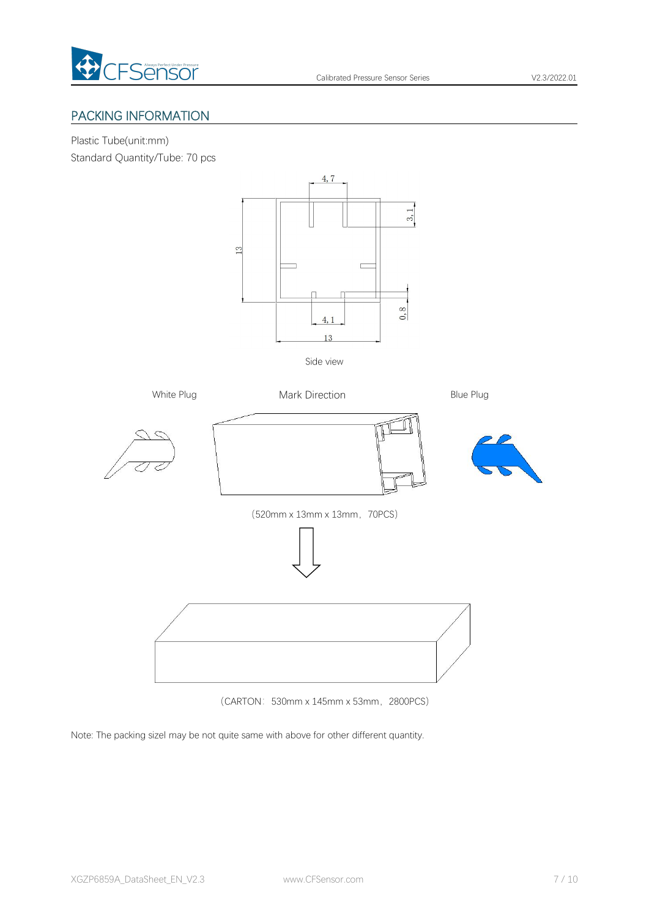## PACKING INFORMATION

Plastic Tube(unit:mm)

Standard Quantity/Tube: 70 pcs

Side view

White Plug    Mark Direction    Blue Plug

（520mm x 13mm x 13mm，70PCS）

（CARTON：530mm x 145mm x 53mm，2800PCS）

Note: The packing sizel may be not quite same with above for other different quantity.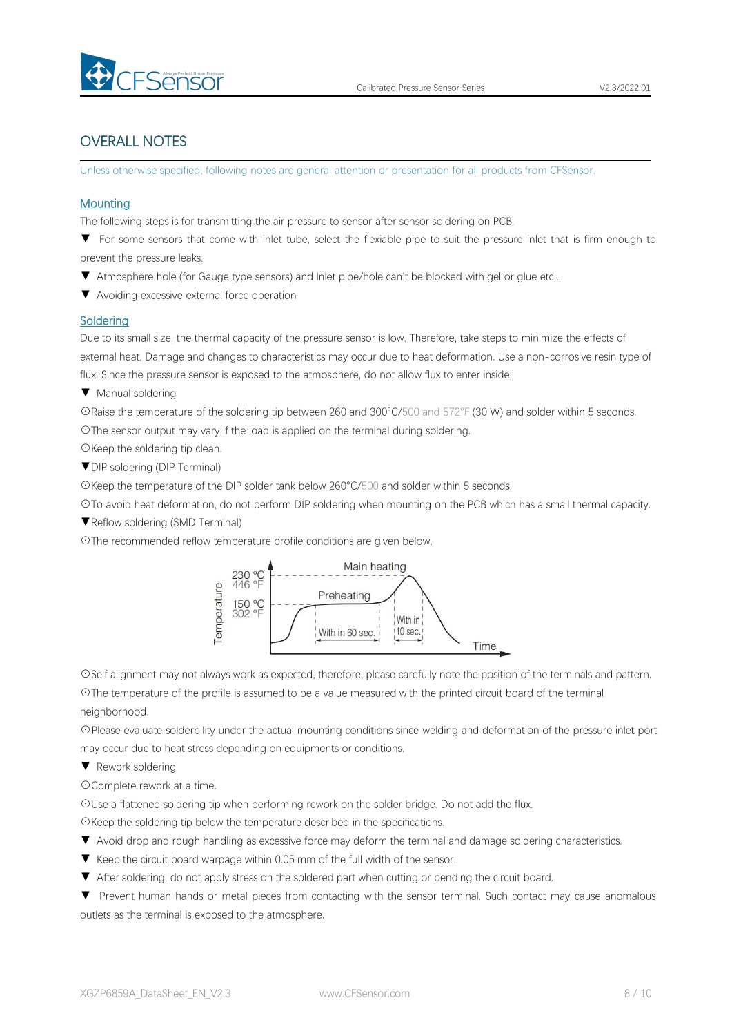## OVERALL NOTES

Unless otherwise specified, following notes are general attention or presentation for all products from CFSensor.

### Mounting

The following steps is for transmitting the air pressure to sensor after sensor soldering on PCB.

▼ For some sensors that come with inlet tube, select the flexiable pipe to suit the pressure inlet that is firm enough to prevent the pressure leaks.

▼ Atmosphere hole (for Gauge type sensors) and Inlet pipe/hole can't be blocked with gel or glue etc,..

▼ Avoiding excessive external force operation

### Soldering

Due to its small size, the thermal capacity of the pressure sensor is low. Therefore, take steps to minimize the effects of external heat. Damage and changes to characteristics may occur due to heat deformation. Use a non-corrosive resin type of flux. Since the pressure sensor is exposed to the atmosphere, do not allow flux to enter inside.

▼ Manual soldering

⊙Raise the temperature of the soldering tip between 260 and 300°C/500 and 572°F (30 W) and solder within 5 seconds.

⊙The sensor output may vary if the load is applied on the terminal during soldering.

⊙Keep the soldering tip clean.

▼DIP soldering (DIP Terminal)

⊙Keep the temperature of the DIP solder tank below 260°C/500 and solder within 5 seconds.

⊙To avoid heat deformation, do not perform DIP soldering when mounting on the PCB which has a small thermal capacity.

▼Reflow soldering (SMD Terminal)

⊙The recommended reflow temperature profile conditions are given below.

Temperature: 230 °C / 446 °F; 150 °C / 302 °F — Preheating (With in 60 sec.), Main heating (With in 10 sec.) — Time

⊙Self alignment may not always work as expected, therefore, please carefully note the position of the terminals and pattern.

⊙The temperature of the profile is assumed to be a value measured with the printed circuit board of the terminal neighborhood.

⊙Please evaluate solderbility under the actual mounting conditions since welding and deformation of the pressure inlet port may occur due to heat stress depending on equipments or conditions.

▼ Rework soldering

⊙Complete rework at a time.

⊙Use a flattened soldering tip when performing rework on the solder bridge. Do not add the flux.

⊙Keep the soldering tip below the temperature described in the specifications.

▼ Avoid drop and rough handling as excessive force may deform the terminal and damage soldering characteristics.

▼ Keep the circuit board warpage within 0.05 mm of the full width of the sensor.

▼ After soldering, do not apply stress on the soldered part when cutting or bending the circuit board.

▼ Prevent human hands or metal pieces from contacting with the sensor terminal. Such contact may cause anomalous outlets as the terminal is exposed to the atmosphere.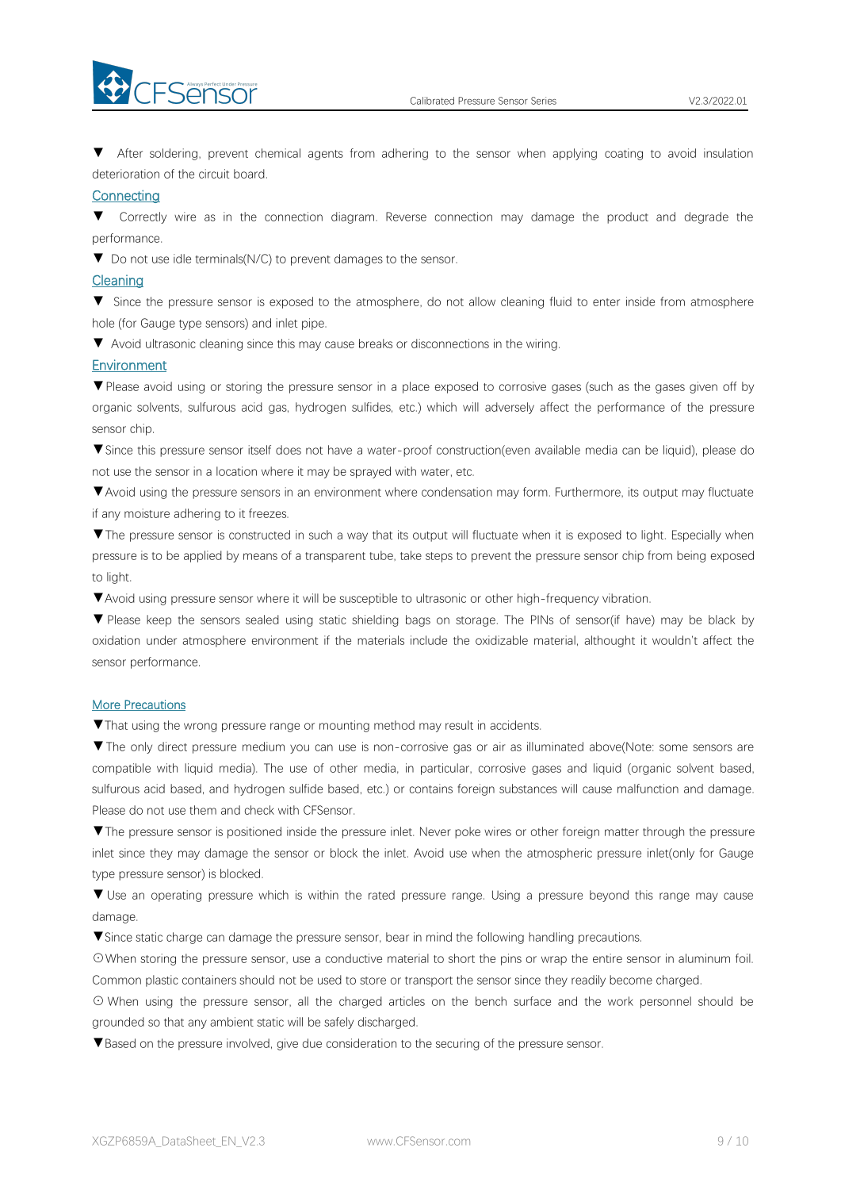▼ After soldering, prevent chemical agents from adhering to the sensor when applying coating to avoid insulation deterioration of the circuit board.

### Connecting

▼ Correctly wire as in the connection diagram. Reverse connection may damage the product and degrade the performance.

▼ Do not use idle terminals(N/C) to prevent damages to the sensor.

### Cleaning

▼ Since the pressure sensor is exposed to the atmosphere, do not allow cleaning fluid to enter inside from atmosphere hole (for Gauge type sensors) and inlet pipe.

▼ Avoid ultrasonic cleaning since this may cause breaks or disconnections in the wiring.

### Environment

▼Please avoid using or storing the pressure sensor in a place exposed to corrosive gases (such as the gases given off by organic solvents, sulfurous acid gas, hydrogen sulfides, etc.) which will adversely affect the performance of the pressure sensor chip.

▼Since this pressure sensor itself does not have a water-proof construction(even available media can be liquid), please do not use the sensor in a location where it may be sprayed with water, etc.

▼Avoid using the pressure sensors in an environment where condensation may form. Furthermore, its output may fluctuate if any moisture adhering to it freezes.

▼The pressure sensor is constructed in such a way that its output will fluctuate when it is exposed to light. Especially when pressure is to be applied by means of a transparent tube, take steps to prevent the pressure sensor chip from being exposed to light.

▼Avoid using pressure sensor where it will be susceptible to ultrasonic or other high-frequency vibration.

▼ Please keep the sensors sealed using static shielding bags on storage. The PINs of sensor(if have) may be black by oxidation under atmosphere environment if the materials include the oxidizable material, althought it wouldn't affect the sensor performance.

### More Precautions

▼That using the wrong pressure range or mounting method may result in accidents.

▼The only direct pressure medium you can use is non-corrosive gas or air as illuminated above(Note: some sensors are compatible with liquid media). The use of other media, in particular, corrosive gases and liquid (organic solvent based, sulfurous acid based, and hydrogen sulfide based, etc.) or contains foreign substances will cause malfunction and damage. Please do not use them and check with CFSensor.

▼The pressure sensor is positioned inside the pressure inlet. Never poke wires or other foreign matter through the pressure inlet since they may damage the sensor or block the inlet. Avoid use when the atmospheric pressure inlet(only for Gauge type pressure sensor) is blocked.

▼ Use an operating pressure which is within the rated pressure range. Using a pressure beyond this range may cause damage.

▼Since static charge can damage the pressure sensor, bear in mind the following handling precautions.

⊙When storing the pressure sensor, use a conductive material to short the pins or wrap the entire sensor in aluminum foil. Common plastic containers should not be used to store or transport the sensor since they readily become charged.

⊙ When using the pressure sensor, all the charged articles on the bench surface and the work personnel should be grounded so that any ambient static will be safely discharged.

▼Based on the pressure involved, give due consideration to the securing of the pressure sensor.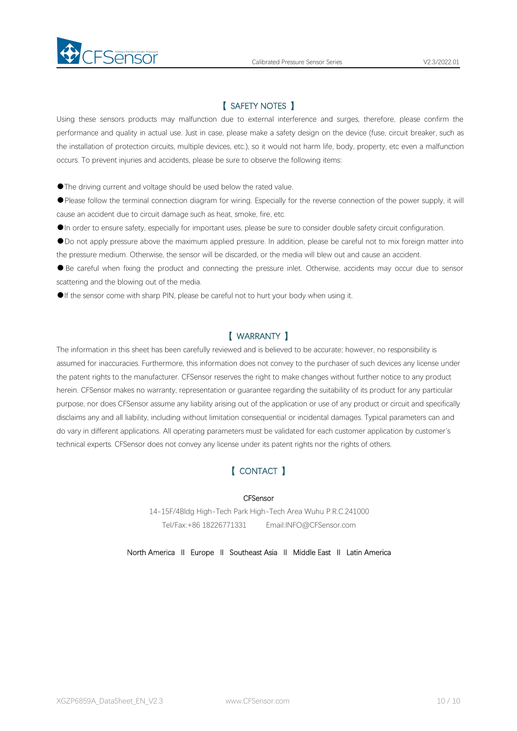## 【 SAFETY NOTES 】

Using these sensors products may malfunction due to external interference and surges, therefore, please confirm the performance and quality in actual use. Just in case, please make a safety design on the device (fuse, circuit breaker, such as the installation of protection circuits, multiple devices, etc.), so it would not harm life, body, property, etc even a malfunction occurs. To prevent injuries and accidents, please be sure to observe the following items:

- The driving current and voltage should be used below the rated value.
- Please follow the terminal connection diagram for wiring. Especially for the reverse connection of the power supply, it will cause an accident due to circuit damage such as heat, smoke, fire, etc.
- In order to ensure safety, especially for important uses, please be sure to consider double safety circuit configuration.
- Do not apply pressure above the maximum applied pressure. In addition, please be careful not to mix foreign matter into the pressure medium. Otherwise, the sensor will be discarded, or the media will blew out and cause an accident.
- Be careful when fixing the product and connecting the pressure inlet. Otherwise, accidents may occur due to sensor scattering and the blowing out of the media.
- If the sensor come with sharp PIN, please be careful not to hurt your body when using it.

## 【 WARRANTY 】

The information in this sheet has been carefully reviewed and is believed to be accurate; however, no responsibility is assumed for inaccuracies. Furthermore, this information does not convey to the purchaser of such devices any license under the patent rights to the manufacturer. CFSensor reserves the right to make changes without further notice to any product herein. CFSensor makes no warranty, representation or guarantee regarding the suitability of its product for any particular purpose, nor does CFSensor assume any liability arising out of the application or use of any product or circuit and specifically disclaims any and all liability, including without limitation consequential or incidental damages. Typical parameters can and do vary in different applications. All operating parameters must be validated for each customer application by customer's technical experts. CFSensor does not convey any license under its patent rights nor the rights of others.

## 【 CONTACT 】

CFSensor

14-15F/4Bldg High-Tech Park High-Tech Area Wuhu P.R.C.241000

Tel/Fax:+86 18226771331　　Email:INFO@CFSensor.com

North America Ⅱ Europe Ⅱ Southeast Asia Ⅱ Middle East Ⅱ Latin America